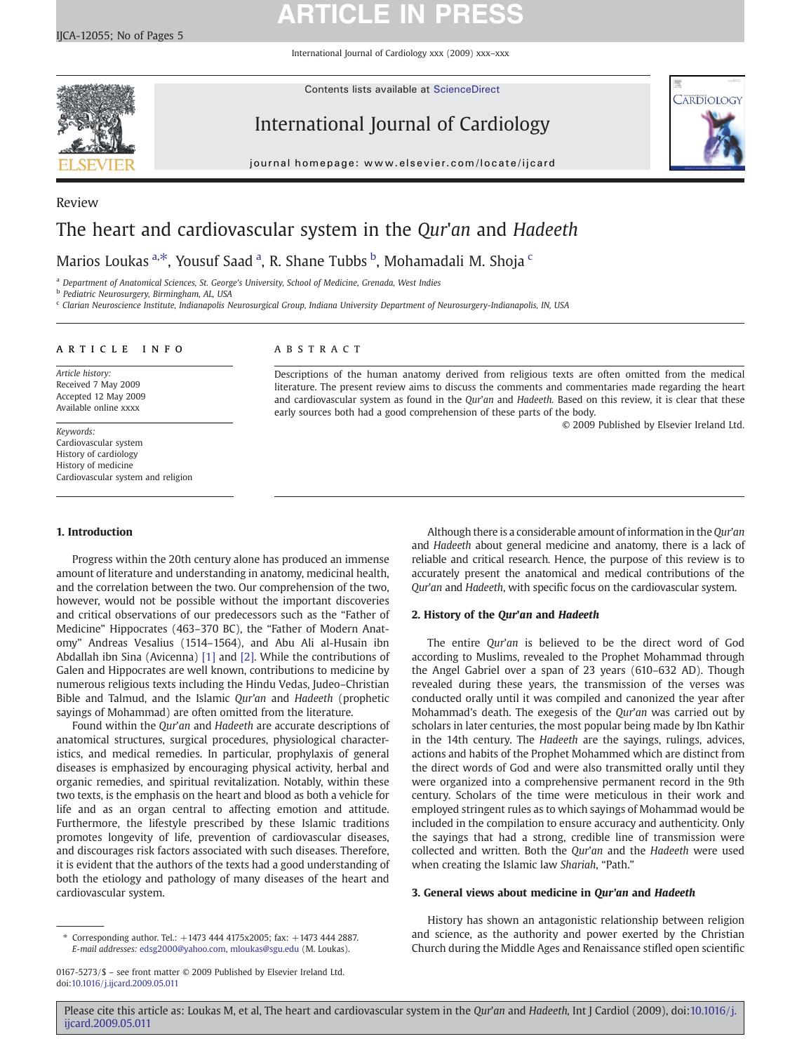Review

# The heart and cardiovascular system in the *Qur'an* and *Hadeeth*

Marios Loukas [a,*], Yousuf Saad [a], R. Shane Tubbs [b], Mohamadali M. Shoja [c]

[a] Department of Anatomical Sciences, St. George's University, School of Medicine, Grenada, West Indies
[b] Pediatric Neurosurgery, Birmingham, AL, USA
[c] Clarian Neuroscience Institute, Indianapolis Neurosurgical Group, Indiana University Department of Neurosurgery-Indianapolis, IN, USA

**ARTICLE INFO**

*Article history:*
Received 7 May 2009
Accepted 12 May 2009
Available online xxxx

*Keywords:*
Cardiovascular system
History of cardiology
History of medicine
Cardiovascular system and religion

**ABSTRACT**

Descriptions of the human anatomy derived from religious texts are often omitted from the medical literature. The present review aims to discuss the comments and commentaries made regarding the heart and cardiovascular system as found in the *Qur'an* and *Hadeeth.* Based on this review, it is clear that these early sources both had a good comprehension of these parts of the body.

© 2009 Published by Elsevier Ireland Ltd.

## 1. Introduction

Progress within the 20th century alone has produced an immense amount of literature and understanding in anatomy, medicinal health, and the correlation between the two. Our comprehension of the two, however, would not be possible without the important discoveries and critical observations of our predecessors such as the "Father of Medicine" Hippocrates (463–370 BC), the "Father of Modern Anatomy" Andreas Vesalius (1514–1564), and Abu Ali al-Husain ibn Abdallah ibn Sina (Avicenna) [1] and [2]. While the contributions of Galen and Hippocrates are well known, contributions to medicine by numerous religious texts including the Hindu Vedas, Judeo–Christian Bible and Talmud, and the Islamic *Qur'an* and *Hadeeth* (prophetic sayings of Mohammad) are often omitted from the literature.

Found within the *Qur'an* and *Hadeeth* are accurate descriptions of anatomical structures, surgical procedures, physiological characteristics, and medical remedies. In particular, prophylaxis of general diseases is emphasized by encouraging physical activity, herbal and organic remedies, and spiritual revitalization. Notably, within these two texts, is the emphasis on the heart and blood as both a vehicle for life and as an organ central to affecting emotion and attitude. Furthermore, the lifestyle prescribed by these Islamic traditions promotes longevity of life, prevention of cardiovascular diseases, and discourages risk factors associated with such diseases. Therefore, it is evident that the authors of the texts had a good understanding of both the etiology and pathology of many diseases of the heart and cardiovascular system.

Although there is a considerable amount of information in the *Qur'an* and *Hadeeth* about general medicine and anatomy, there is a lack of reliable and critical research. Hence, the purpose of this review is to accurately present the anatomical and medical contributions of the *Qur'an* and *Hadeeth*, with specific focus on the cardiovascular system.

## 2. History of the *Qur'an* and *Hadeeth*

The entire *Qur'an* is believed to be the direct word of God according to Muslims, revealed to the Prophet Mohammad through the Angel Gabriel over a span of 23 years (610–632 AD). Though revealed during these years, the transmission of the verses was conducted orally until it was compiled and canonized the year after Mohammad's death. The exegesis of the *Qur'an* was carried out by scholars in later centuries, the most popular being made by Ibn Kathir in the 14th century. The *Hadeeth* are the sayings, rulings, advices, actions and habits of the Prophet Mohammed which are distinct from the direct words of God and were also transmitted orally until they were organized into a comprehensive permanent record in the 9th century. Scholars of the time were meticulous in their work and employed stringent rules as to which sayings of Mohammad would be included in the compilation to ensure accuracy and authenticity. Only the sayings that had a strong, credible line of transmission were collected and written. Both the *Qur'an* and the *Hadeeth* were used when creating the Islamic law *Shariah*, "Path."

## 3. General views about medicine in *Qur'an* and *Hadeeth*

History has shown an antagonistic relationship between religion and science, as the authority and power exerted by the Christian Church during the Middle Ages and Renaissance stifled open scientific

* Corresponding author. Tel.: +1473 444 4175x2005; fax: +1473 444 2887.
*E-mail addresses:* edsg2000@yahoo.com, mloukas@sgu.edu (M. Loukas).

0167-5273/$ – see front matter © 2009 Published by Elsevier Ireland Ltd.
doi:10.1016/j.ijcard.2009.05.011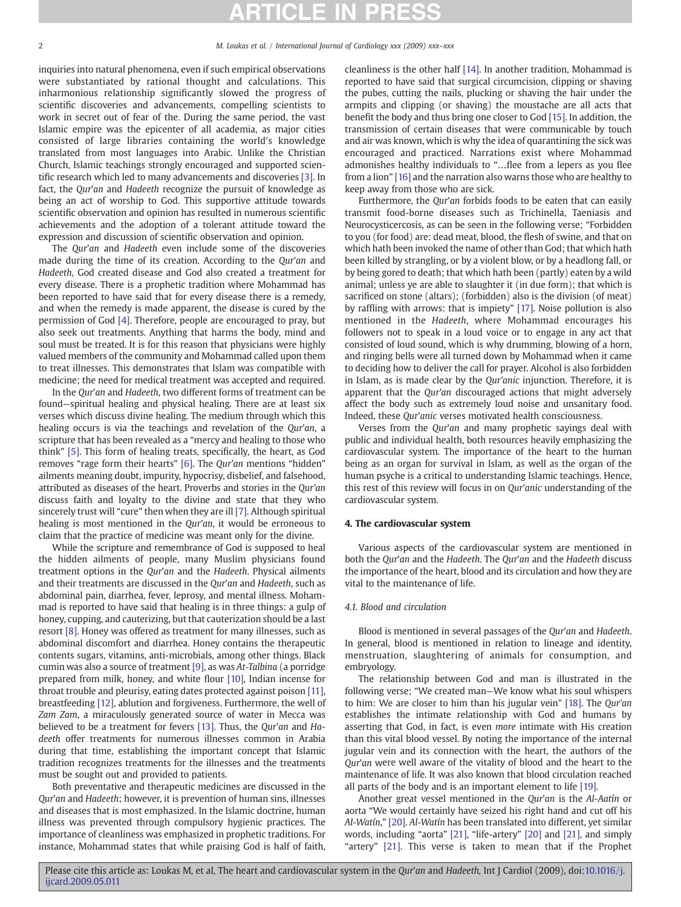inquiries into natural phenomena, even if such empirical observations were substantiated by rational thought and calculations. This inharmonious relationship significantly slowed the progress of scientific discoveries and advancements, compelling scientists to work in secret out of fear of the. During the same period, the vast Islamic empire was the epicenter of all academia, as major cities consisted of large libraries containing the world's knowledge translated from most languages into Arabic. Unlike the Christian Church, Islamic teachings strongly encouraged and supported scientific research which led to many advancements and discoveries [3]. In fact, the *Qur'an* and *Hadeeth* recognize the pursuit of knowledge as being an act of worship to God. This supportive attitude towards scientific observation and opinion has resulted in numerous scientific achievements and the adoption of a tolerant attitude toward the expression and discussion of scientific observation and opinion.

The *Qur'an* and *Hadeeth* even include some of the discoveries made during the time of its creation. According to the *Qur'an* and *Hadeeth*, God created disease and God also created a treatment for every disease. There is a prophetic tradition where Mohammad has been reported to have said that for every disease there is a remedy, and when the remedy is made apparent, the disease is cured by the permission of God [4]. Therefore, people are encouraged to pray, but also seek out treatments. Anything that harms the body, mind and soul must be treated. It is for this reason that physicians were highly valued members of the community and Mohammad called upon them to treat illnesses. This demonstrates that Islam was compatible with medicine; the need for medical treatment was accepted and required.

In the *Qur'an* and *Hadeeth*, two different forms of treatment can be found—spiritual healing and physical healing. There are at least six verses which discuss divine healing. The medium through which this healing occurs is via the teachings and revelation of the *Qur'an*, a scripture that has been revealed as a "mercy and healing to those who think" [5]. This form of healing treats, specifically, the heart, as God removes "rage form their hearts" [6]. The *Qur'an* mentions "hidden" ailments meaning doubt, impurity, hypocrisy, disbelief, and falsehood, attributed as diseases of the heart. Proverbs and stories in the *Qur'an* discuss faith and loyalty to the divine and state that they who sincerely trust will "cure" then when they are ill [7]. Although spiritual healing is most mentioned in the *Qur'an*, it would be erroneous to claim that the practice of medicine was meant only for the divine.

While the scripture and remembrance of God is supposed to heal the hidden ailments of people, many Muslim physicians found treatment options in the *Qur'an* and the *Hadeeth*. Physical ailments and their treatments are discussed in the *Qur'an* and *Hadeeth*, such as abdominal pain, diarrhea, fever, leprosy, and mental illness. Mohammad is reported to have said that healing is in three things: a gulp of honey, cupping, and cauterizing, but that cauterization should be a last resort [8]. Honey was offered as treatment for many illnesses, such as abdominal discomfort and diarrhea. Honey contains the therapeutic contents sugars, vitamins, anti-microbials, among other things. Black cumin was also a source of treatment [9], as was *At-Talbina* (a porridge prepared from milk, honey, and white flour [10], Indian incense for throat trouble and pleurisy, eating dates protected against poison [11], breastfeeding [12], ablution and forgiveness. Furthermore, the well of *Zam Zam*, a miraculously generated source of water in Mecca was believed to be a treatment for fevers [13]. Thus, the *Qur'an* and *Hadeeth* offer treatments for numerous illnesses common in Arabia during that time, establishing the important concept that Islamic tradition recognizes treatments for the illnesses and the treatments must be sought out and provided to patients.

Both preventative and therapeutic medicines are discussed in the *Qur'an* and *Hadeeth*; however, it is prevention of human sins, illnesses and diseases that is most emphasized. In the Islamic doctrine, human illness was prevented through compulsory hygienic practices. The importance of cleanliness was emphasized in prophetic traditions. For instance, Mohammad states that while praising God is half of faith, cleanliness is the other half [14]. In another tradition, Mohammad is reported to have said that surgical circumcision, clipping or shaving the pubes, cutting the nails, plucking or shaving the hair under the armpits and clipping (or shaving) the moustache are all acts that benefit the body and thus bring one closer to God [15]. In addition, the transmission of certain diseases that were communicable by touch and air was known, which is why the idea of quarantining the sick was encouraged and practiced. Narrations exist where Mohammad admonishes healthy individuals to "…flee from a lepers as you flee from a lion" [16] and the narration also warns those who are healthy to keep away from those who are sick.

Furthermore, the *Qur'an* forbids foods to be eaten that can easily transmit food-borne diseases such as Trichinella, Taeniasis and Neurocysticercosis, as can be seen in the following verse; "Forbidden to you (for food) are: dead meat, blood, the flesh of swine, and that on which hath been invoked the name of other than God; that which hath been killed by strangling, or by a violent blow, or by a headlong fall, or by being gored to death; that which hath been (partly) eaten by a wild animal; unless ye are able to slaughter it (in due form); that which is sacrificed on stone (altars); (forbidden) also is the division (of meat) by raffling with arrows: that is impiety" [17]. Noise pollution is also mentioned in the *Hadeeth*, where Mohammad encourages his followers not to speak in a loud voice or to engage in any act that consisted of loud sound, which is why drumming, blowing of a horn, and ringing bells were all turned down by Mohammad when it came to deciding how to deliver the call for prayer. Alcohol is also forbidden in Islam, as is made clear by the *Qur'anic* injunction. Therefore, it is apparent that the *Qur'an* discouraged actions that might adversely affect the body such as extremely loud noise and unsanitary food. Indeed, these *Qur'anic* verses motivated health consciousness.

Verses from the *Qur'an* and many prophetic sayings deal with public and individual health, both resources heavily emphasizing the cardiovascular system. The importance of the heart to the human being as an organ for survival in Islam, as well as the organ of the human psyche is a critical to understanding Islamic teachings. Hence, this rest of this review will focus in on *Qur'anic* understanding of the cardiovascular system.

## 4. The cardiovascular system

Various aspects of the cardiovascular system are mentioned in both the *Qur'an* and the *Hadeeth*. The *Qur'an* and the *Hadeeth* discuss the importance of the heart, blood and its circulation and how they are vital to the maintenance of life.

### 4.1. Blood and circulation

Blood is mentioned in several passages of the *Qur'an* and *Hadeeth*. In general, blood is mentioned in relation to lineage and identity, menstruation, slaughtering of animals for consumption, and embryology.

The relationship between God and man is illustrated in the following verse; "We created man—We know what his soul whispers to him: We are closer to him than his jugular vein" [18]. The *Qur'an* establishes the intimate relationship with God and humans by asserting that God, in fact, is even *more* intimate with His creation than this vital blood vessel. By noting the importance of the internal jugular vein and its connection with the heart, the authors of the *Qur'an* were well aware of the vitality of blood and the heart to the maintenance of life. It was also known that blood circulation reached all parts of the body and is an important element to life [19].

Another great vessel mentioned in the *Qur'an* is the *Al-Aatín* or aorta "We would certainly have seized his right hand and cut off his *Al-Watín*," [20]. *Al-Watín* has been translated into different, yet similar words, including "aorta" [21], "life-artery" [20] and [21], and simply "artery" [21]. This verse is taken to mean that if the Prophet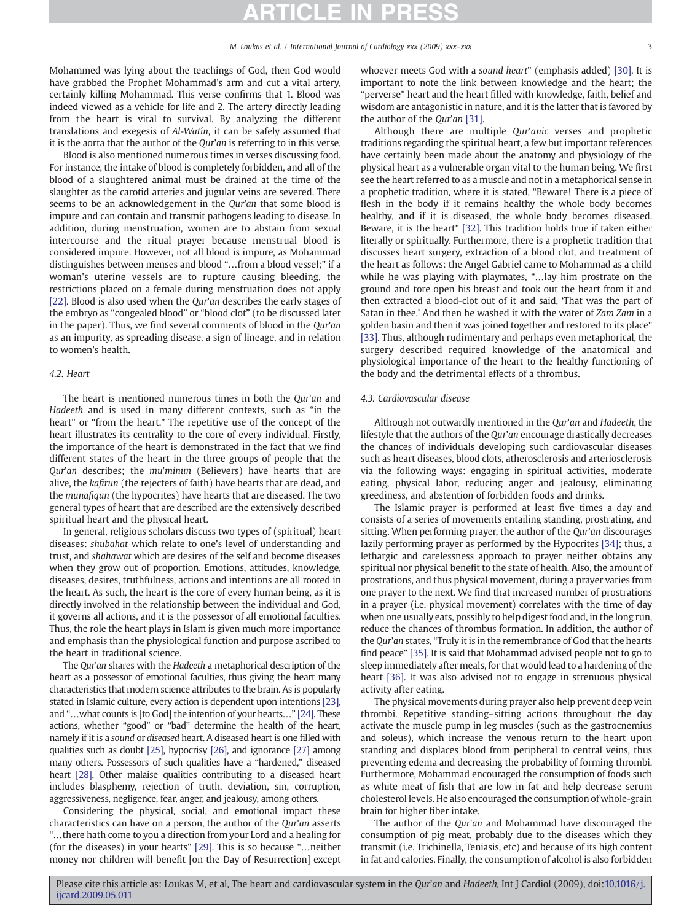Mohammed was lying about the teachings of God, then God would have grabbed the Prophet Mohammad's arm and cut a vital artery, certainly killing Mohammad. This verse confirms that 1. Blood was indeed viewed as a vehicle for life and 2. The artery directly leading from the heart is vital to survival. By analyzing the different translations and exegesis of *Al-Watín*, it can be safely assumed that it is the aorta that the author of the *Qur'an* is referring to in this verse.

Blood is also mentioned numerous times in verses discussing food. For instance, the intake of blood is completely forbidden, and all of the blood of a slaughtered animal must be drained at the time of the slaughter as the carotid arteries and jugular veins are severed. There seems to be an acknowledgement in the *Qur'an* that some blood is impure and can contain and transmit pathogens leading to disease. In addition, during menstruation, women are to abstain from sexual intercourse and the ritual prayer because menstrual blood is considered impure. However, not all blood is impure, as Mohammad distinguishes between menses and blood "…from a blood vessel;" if a woman's uterine vessels are to rupture causing bleeding, the restrictions placed on a female during menstruation does not apply [22]. Blood is also used when the *Qur'an* describes the early stages of the embryo as "congealed blood" or "blood clot" (to be discussed later in the paper). Thus, we find several comments of blood in the *Qur'an* as an impurity, as spreading disease, a sign of lineage, and in relation to women's health.

### 4.2. Heart

The heart is mentioned numerous times in both the *Qur'an* and *Hadeeth* and is used in many different contexts, such as "in the heart" or "from the heart." The repetitive use of the concept of the heart illustrates its centrality to the core of every individual. Firstly, the importance of the heart is demonstrated in the fact that we find different states of the heart in the three groups of people that the *Qur'an* describes; the *mu'minun* (Believers) have hearts that are alive, the *kafirun* (the rejecters of faith) have hearts that are dead, and the *munafiqun* (the hypocrites) have hearts that are diseased. The two general types of heart that are described are the extensively described spiritual heart and the physical heart.

In general, religious scholars discuss two types of (spiritual) heart diseases: *shubahat* which relate to one's level of understanding and trust, and *shahawat* which are desires of the self and become diseases when they grow out of proportion. Emotions, attitudes, knowledge, diseases, desires, truthfulness, actions and intentions are all rooted in the heart. As such, the heart is the core of every human being, as it is directly involved in the relationship between the individual and God, it governs all actions, and it is the possessor of all emotional faculties. Thus, the role the heart plays in Islam is given much more importance and emphasis than the physiological function and purpose ascribed to the heart in traditional science.

The *Qur'an* shares with the *Hadeeth* a metaphorical description of the heart as a possessor of emotional faculties, thus giving the heart many characteristics that modern science attributes to the brain. As is popularly stated in Islamic culture, every action is dependent upon intentions [23], and "…what counts is [to God] the intention of your hearts…" [24]. These actions, whether "good" or "bad" determine the health of the heart, namely if it is a *sound* or *diseased* heart. A diseased heart is one filled with qualities such as doubt [25], hypocrisy [26], and ignorance [27] among many others. Possessors of such qualities have a "hardened," diseased heart [28]. Other malaise qualities contributing to a diseased heart includes blasphemy, rejection of truth, deviation, sin, corruption, aggressiveness, negligence, fear, anger, and jealousy, among others.

Considering the physical, social, and emotional impact these characteristics can have on a person, the author of the *Qur'an* asserts "…there hath come to you a direction from your Lord and a healing for (for the diseases) in your hearts" [29]. This is so because "…neither money nor children will benefit [on the Day of Resurrection] except whoever meets God with a *sound heart*" (emphasis added) [30]. It is important to note the link between knowledge and the heart; the "perverse" heart and the heart filled with knowledge, faith, belief and wisdom are antagonistic in nature, and it is the latter that is favored by the author of the *Qur'an* [31].

Although there are multiple *Qur'anic* verses and prophetic traditions regarding the spiritual heart, a few but important references have certainly been made about the anatomy and physiology of the physical heart as a vulnerable organ vital to the human being. We first see the heart referred to as a muscle and not in a metaphorical sense in a prophetic tradition, where it is stated, "Beware! There is a piece of flesh in the body if it remains healthy the whole body becomes healthy, and if it is diseased, the whole body becomes diseased. Beware, it is the heart" [32]. This tradition holds true if taken either literally or spiritually. Furthermore, there is a prophetic tradition that discusses heart surgery, extraction of a blood clot, and treatment of the heart as follows: the Angel Gabriel came to Mohammad as a child while he was playing with playmates, "…lay him prostrate on the ground and tore open his breast and took out the heart from it and then extracted a blood-clot out of it and said, 'That was the part of Satan in thee.' And then he washed it with the water of *Zam Zam* in a golden basin and then it was joined together and restored to its place" [33]. Thus, although rudimentary and perhaps even metaphorical, the surgery described required knowledge of the anatomical and physiological importance of the heart to the healthy functioning of the body and the detrimental effects of a thrombus.

### 4.3. Cardiovascular disease

Although not outwardly mentioned in the *Qur'an* and *Hadeeth*, the lifestyle that the authors of the *Qur'an* encourage drastically decreases the chances of individuals developing such cardiovascular diseases such as heart diseases, blood clots, atherosclerosis and arteriosclerosis via the following ways: engaging in spiritual activities, moderate eating, physical labor, reducing anger and jealousy, eliminating greediness, and abstention of forbidden foods and drinks.

The Islamic prayer is performed at least five times a day and consists of a series of movements entailing standing, prostrating, and sitting. When performing prayer, the author of the *Qur'an* discourages lazily performing prayer as performed by the Hypocrites [34]; thus, a lethargic and carelessness approach to prayer neither obtains any spiritual nor physical benefit to the state of health. Also, the amount of prostrations, and thus physical movement, during a prayer varies from one prayer to the next. We find that increased number of prostrations in a prayer (i.e. physical movement) correlates with the time of day when one usually eats, possibly to help digest food and, in the long run, reduce the chances of thrombus formation. In addition, the author of the *Qur'an* states, "Truly it is in the remembrance of God that the hearts find peace" [35]. It is said that Mohammad advised people not to go to sleep immediately after meals, for that would lead to a hardening of the heart [36]. It was also advised not to engage in strenuous physical activity after eating.

The physical movements during prayer also help prevent deep vein thrombi. Repetitive standing–sitting actions throughout the day activate the muscle pump in leg muscles (such as the gastrocnemius and soleus), which increase the venous return to the heart upon standing and displaces blood from peripheral to central veins, thus preventing edema and decreasing the probability of forming thrombi. Furthermore, Mohammad encouraged the consumption of foods such as white meat of fish that are low in fat and help decrease serum cholesterol levels. He also encouraged the consumption of whole-grain brain for higher fiber intake.

The author of the *Qur'an* and Mohammad have discouraged the consumption of pig meat, probably due to the diseases which they transmit (i.e. Trichinella, Teniasis, etc) and because of its high content in fat and calories. Finally, the consumption of alcohol is also forbidden

Please cite this article as: Loukas M, et al, The heart and cardiovascular system in the *Qur'an* and *Hadeeth*, Int J Cardiol (2009), doi:10.1016/j.ijcard.2009.05.011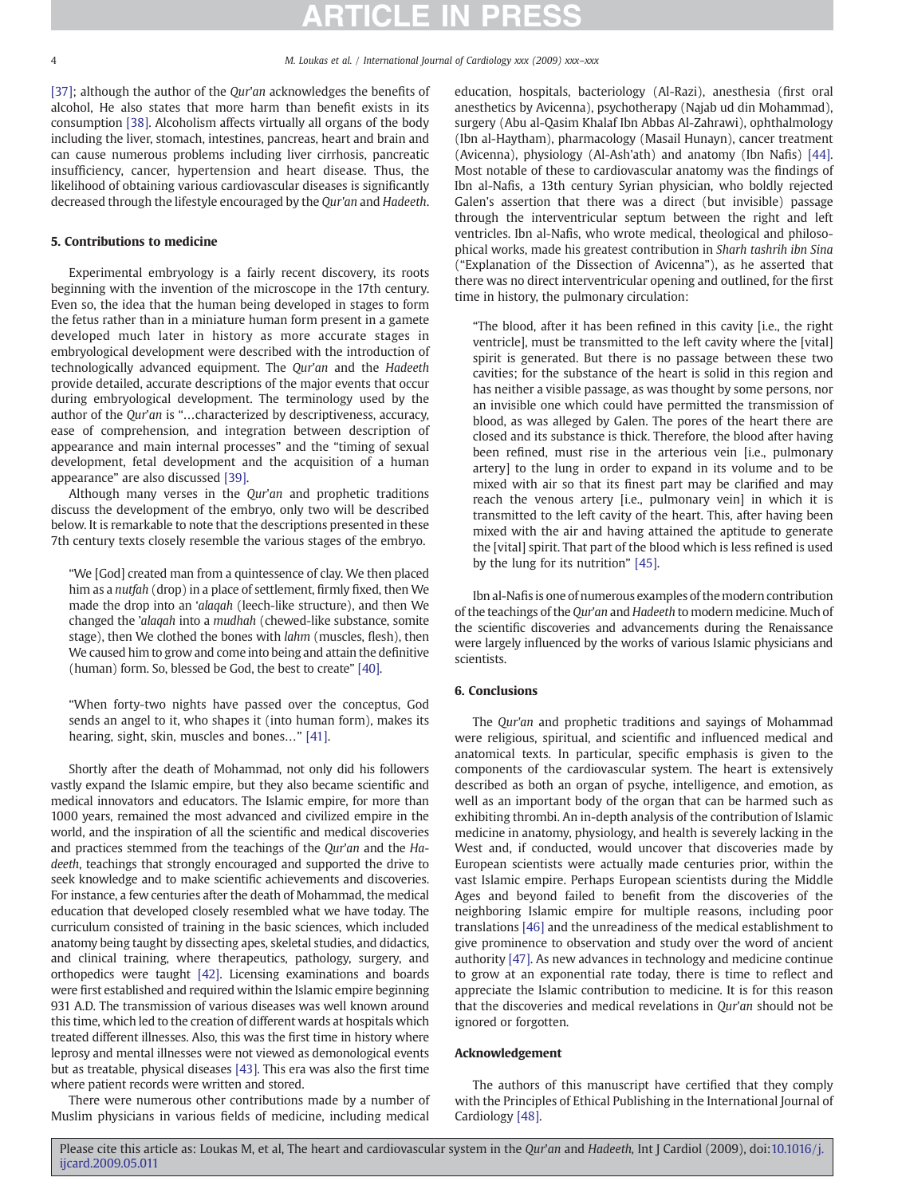[37]; although the author of the *Qur'an* acknowledges the benefits of alcohol, He also states that more harm than benefit exists in its consumption [38]. Alcoholism affects virtually all organs of the body including the liver, stomach, intestines, pancreas, heart and brain and can cause numerous problems including liver cirrhosis, pancreatic insufficiency, cancer, hypertension and heart disease. Thus, the likelihood of obtaining various cardiovascular diseases is significantly decreased through the lifestyle encouraged by the *Qur'an* and *Hadeeth*.

## 5. Contributions to medicine

Experimental embryology is a fairly recent discovery, its roots beginning with the invention of the microscope in the 17th century. Even so, the idea that the human being developed in stages to form the fetus rather than in a miniature human form present in a gamete developed much later in history as more accurate stages in embryological development were described with the introduction of technologically advanced equipment. The *Qur'an* and the *Hadeeth* provide detailed, accurate descriptions of the major events that occur during embryological development. The terminology used by the author of the *Qur'an* is "…characterized by descriptiveness, accuracy, ease of comprehension, and integration between description of appearance and main internal processes" and the "timing of sexual development, fetal development and the acquisition of a human appearance" are also discussed [39].

Although many verses in the *Qur'an* and prophetic traditions discuss the development of the embryo, only two will be described below. It is remarkable to note that the descriptions presented in these 7th century texts closely resemble the various stages of the embryo.

> "We [God] created man from a quintessence of clay. We then placed him as a *nutfah* (drop) in a place of settlement, firmly fixed, then We made the drop into an *'alaqah* (leech-like structure), and then We changed the *'alaqah* into a *mudhah* (chewed-like substance, somite stage), then We clothed the bones with *lahm* (muscles, flesh), then We caused him to grow and come into being and attain the definitive (human) form. So, blessed be God, the best to create" [40].

> "When forty-two nights have passed over the conceptus, God sends an angel to it, who shapes it (into human form), makes its hearing, sight, skin, muscles and bones…" [41].

Shortly after the death of Mohammad, not only did his followers vastly expand the Islamic empire, but they also became scientific and medical innovators and educators. The Islamic empire, for more than 1000 years, remained the most advanced and civilized empire in the world, and the inspiration of all the scientific and medical discoveries and practices stemmed from the teachings of the *Qur'an* and the *Hadeeth*, teachings that strongly encouraged and supported the drive to seek knowledge and to make scientific achievements and discoveries. For instance, a few centuries after the death of Mohammad, the medical education that developed closely resembled what we have today. The curriculum consisted of training in the basic sciences, which included anatomy being taught by dissecting apes, skeletal studies, and didactics, and clinical training, where therapeutics, pathology, surgery, and orthopedics were taught [42]. Licensing examinations and boards were first established and required within the Islamic empire beginning 931 A.D. The transmission of various diseases was well known around this time, which led to the creation of different wards at hospitals which treated different illnesses. Also, this was the first time in history where leprosy and mental illnesses were not viewed as demonological events but as treatable, physical diseases [43]. This era was also the first time where patient records were written and stored.

There were numerous other contributions made by a number of Muslim physicians in various fields of medicine, including medical education, hospitals, bacteriology (Al-Razi), anesthesia (first oral anesthetics by Avicenna), psychotherapy (Najab ud din Mohammad), surgery (Abu al-Qasim Khalaf Ibn Abbas Al-Zahrawi), ophthalmology (Ibn al-Haytham), pharmacology (Masail Hunayn), cancer treatment (Avicenna), physiology (Al-Ash'ath) and anatomy (Ibn Nafis) [44]. Most notable of these to cardiovascular anatomy was the findings of Ibn al-Nafis, a 13th century Syrian physician, who boldly rejected Galen's assertion that there was a direct (but invisible) passage through the interventricular septum between the right and left ventricles. Ibn al-Nafis, who wrote medical, theological and philosophical works, made his greatest contribution in *Sharh tashrih ibn Sina* ("Explanation of the Dissection of Avicenna"), as he asserted that there was no direct interventricular opening and outlined, for the first time in history, the pulmonary circulation:

> "The blood, after it has been refined in this cavity [i.e., the right ventricle], must be transmitted to the left cavity where the [vital] spirit is generated. But there is no passage between these two cavities; for the substance of the heart is solid in this region and has neither a visible passage, as was thought by some persons, nor an invisible one which could have permitted the transmission of blood, as was alleged by Galen. The pores of the heart there are closed and its substance is thick. Therefore, the blood after having been refined, must rise in the arterious vein [i.e., pulmonary artery] to the lung in order to expand in its volume and to be mixed with air so that its finest part may be clarified and may reach the venous artery [i.e., pulmonary vein] in which it is transmitted to the left cavity of the heart. This, after having been mixed with the air and having attained the aptitude to generate the [vital] spirit. That part of the blood which is less refined is used by the lung for its nutrition" [45].

Ibn al-Nafis is one of numerous examples of the modern contribution of the teachings of the *Qur'an* and *Hadeeth* to modern medicine. Much of the scientific discoveries and advancements during the Renaissance were largely influenced by the works of various Islamic physicians and scientists.

## 6. Conclusions

The *Qur'an* and prophetic traditions and sayings of Mohammad were religious, spiritual, and scientific and influenced medical and anatomical texts. In particular, specific emphasis is given to the components of the cardiovascular system. The heart is extensively described as both an organ of psyche, intelligence, and emotion, as well as an important body of the organ that can be harmed such as exhibiting thrombi. An in-depth analysis of the contribution of Islamic medicine in anatomy, physiology, and health is severely lacking in the West and, if conducted, would uncover that discoveries made by European scientists were actually made centuries prior, within the vast Islamic empire. Perhaps European scientists during the Middle Ages and beyond failed to benefit from the discoveries of the neighboring Islamic empire for multiple reasons, including poor translations [46] and the unreadiness of the medical establishment to give prominence to observation and study over the word of ancient authority [47]. As new advances in technology and medicine continue to grow at an exponential rate today, there is time to reflect and appreciate the Islamic contribution to medicine. It is for this reason that the discoveries and medical revelations in *Qur'an* should not be ignored or forgotten.

### Acknowledgement

The authors of this manuscript have certified that they comply with the Principles of Ethical Publishing in the International Journal of Cardiology [48].

Please cite this article as: Loukas M, et al, The heart and cardiovascular system in the *Qur'an* and *Hadeeth*, Int J Cardiol (2009), doi:10.1016/j.ijcard.2009.05.011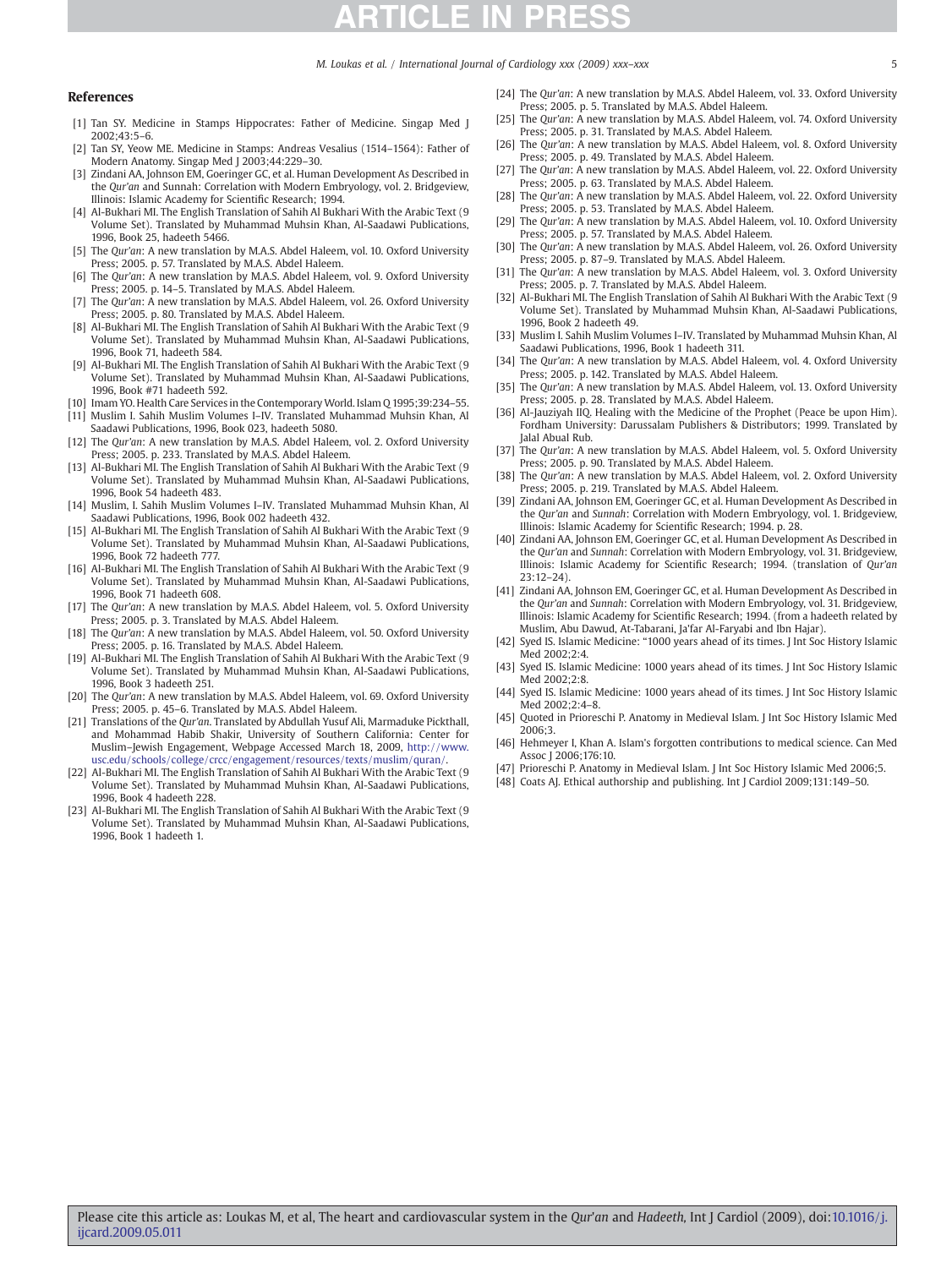## References

[1] Tan SY. Medicine in Stamps Hippocrates: Father of Medicine. Singap Med J 2002;43:5–6.

[2] Tan SY, Yeow ME. Medicine in Stamps: Andreas Vesalius (1514–1564): Father of Modern Anatomy. Singap Med J 2003;44:229–30.

[3] Zindani AA, Johnson EM, Goeringer GC, et al. Human Development As Described in the *Qur'an* and Sunnah: Correlation with Modern Embryology, vol. 2. Bridgeview, Illinois: Islamic Academy for Scientific Research; 1994.

[4] Al-Bukhari MI. The English Translation of Sahih Al Bukhari With the Arabic Text (9 Volume Set). Translated by Muhammad Muhsin Khan, Al-Saadawi Publications, 1996, Book 25, hadeeth 5466.

[5] The *Qur'an*: A new translation by M.A.S. Abdel Haleem, vol. 10. Oxford University Press; 2005. p. 57. Translated by M.A.S. Abdel Haleem.

[6] The *Qur'an*: A new translation by M.A.S. Abdel Haleem, vol. 9. Oxford University Press; 2005. p. 14–5. Translated by M.A.S. Abdel Haleem.

[7] The *Qur'an*: A new translation by M.A.S. Abdel Haleem, vol. 26. Oxford University Press; 2005. p. 80. Translated by M.A.S. Abdel Haleem.

[8] Al-Bukhari MI. The English Translation of Sahih Al Bukhari With the Arabic Text (9 Volume Set). Translated by Muhammad Muhsin Khan, Al-Saadawi Publications, 1996, Book 71, hadeeth 584.

[9] Al-Bukhari MI. The English Translation of Sahih Al Bukhari With the Arabic Text (9 Volume Set). Translated by Muhammad Muhsin Khan, Al-Saadawi Publications, 1996, Book #71 hadeeth 592.

[10] Imam YO. Health Care Services in the Contemporary World. Islam Q 1995;39:234–55.

[11] Muslim I. Sahih Muslim Volumes I–IV. Translated Muhammad Muhsin Khan, Al Saadawi Publications, 1996, Book 023, hadeeth 5080.

[12] The *Qur'an*: A new translation by M.A.S. Abdel Haleem, vol. 2. Oxford University Press; 2005. p. 233. Translated by M.A.S. Abdel Haleem.

[13] Al-Bukhari MI. The English Translation of Sahih Al Bukhari With the Arabic Text (9 Volume Set). Translated by Muhammad Muhsin Khan, Al-Saadawi Publications, 1996, Book 54 hadeeth 483.

[14] Muslim, I. Sahih Muslim Volumes I–IV. Translated Muhammad Muhsin Khan, Al Saadawi Publications, 1996, Book 002 hadeeth 432.

[15] Al-Bukhari MI. The English Translation of Sahih Al Bukhari With the Arabic Text (9 Volume Set). Translated by Muhammad Muhsin Khan, Al-Saadawi Publications, 1996, Book 72 hadeeth 777.

[16] Al-Bukhari MI. The English Translation of Sahih Al Bukhari With the Arabic Text (9 Volume Set). Translated by Muhammad Muhsin Khan, Al-Saadawi Publications, 1996, Book 71 hadeeth 608.

[17] The *Qur'an*: A new translation by M.A.S. Abdel Haleem, vol. 5. Oxford University Press; 2005. p. 3. Translated by M.A.S. Abdel Haleem.

[18] The *Qur'an*: A new translation by M.A.S. Abdel Haleem, vol. 50. Oxford University Press; 2005. p. 16. Translated by M.A.S. Abdel Haleem.

[19] Al-Bukhari MI. The English Translation of Sahih Al Bukhari With the Arabic Text (9 Volume Set). Translated by Muhammad Muhsin Khan, Al-Saadawi Publications, 1996, Book 3 hadeeth 251.

[20] The *Qur'an*: A new translation by M.A.S. Abdel Haleem, vol. 69. Oxford University Press; 2005. p. 45–6. Translated by M.A.S. Abdel Haleem.

[21] Translations of the *Qur'an*. Translated by Abdullah Yusuf Ali, Marmaduke Pickthall, and Mohammad Habib Shakir, University of Southern California: Center for Muslim–Jewish Engagement, Webpage Accessed March 18, 2009, http://www.usc.edu/schools/college/crcc/engagement/resources/texts/muslim/quran/.

[22] Al-Bukhari MI. The English Translation of Sahih Al Bukhari With the Arabic Text (9 Volume Set). Translated by Muhammad Muhsin Khan, Al-Saadawi Publications, 1996, Book 4 hadeeth 228.

[23] Al-Bukhari MI. The English Translation of Sahih Al Bukhari With the Arabic Text (9 Volume Set). Translated by Muhammad Muhsin Khan, Al-Saadawi Publications, 1996, Book 1 hadeeth 1.

[24] The *Qur'an*: A new translation by M.A.S. Abdel Haleem, vol. 33. Oxford University Press; 2005. p. 5. Translated by M.A.S. Abdel Haleem.

[25] The *Qur'an*: A new translation by M.A.S. Abdel Haleem, vol. 74. Oxford University Press; 2005. p. 31. Translated by M.A.S. Abdel Haleem.

[26] The *Qur'an*: A new translation by M.A.S. Abdel Haleem, vol. 8. Oxford University Press; 2005. p. 49. Translated by M.A.S. Abdel Haleem.

[27] The *Qur'an*: A new translation by M.A.S. Abdel Haleem, vol. 22. Oxford University Press; 2005. p. 63. Translated by M.A.S. Abdel Haleem.

[28] The *Qur'an*: A new translation by M.A.S. Abdel Haleem, vol. 22. Oxford University Press; 2005. p. 53. Translated by M.A.S. Abdel Haleem.

[29] The *Qur'an*: A new translation by M.A.S. Abdel Haleem, vol. 10. Oxford University Press; 2005. p. 57. Translated by M.A.S. Abdel Haleem.

[30] The *Qur'an*: A new translation by M.A.S. Abdel Haleem, vol. 26. Oxford University Press; 2005. p. 87–9. Translated by M.A.S. Abdel Haleem.

[31] The *Qur'an*: A new translation by M.A.S. Abdel Haleem, vol. 3. Oxford University Press; 2005. p. 7. Translated by M.A.S. Abdel Haleem.

[32] Al-Bukhari MI. The English Translation of Sahih Al Bukhari With the Arabic Text (9 Volume Set). Translated by Muhammad Muhsin Khan, Al-Saadawi Publications, 1996, Book 2 hadeeth 49.

[33] Muslim I. Sahih Muslim Volumes I–IV. Translated by Muhammad Muhsin Khan, Al Saadawi Publications, 1996, Book 1 hadeeth 311.

[34] The *Qur'an*: A new translation by M.A.S. Abdel Haleem, vol. 4. Oxford University Press; 2005. p. 142. Translated by M.A.S. Abdel Haleem.

[35] The *Qur'an*: A new translation by M.A.S. Abdel Haleem, vol. 13. Oxford University Press; 2005. p. 28. Translated by M.A.S. Abdel Haleem.

[36] Al-Jauziyah IIQ. Healing with the Medicine of the Prophet (Peace be upon Him). Fordham University: Darussalam Publishers & Distributors; 1999. Translated by Jalal Abual Rub.

[37] The *Qur'an*: A new translation by M.A.S. Abdel Haleem, vol. 5. Oxford University Press; 2005. p. 90. Translated by M.A.S. Abdel Haleem.

[38] The *Qur'an*: A new translation by M.A.S. Abdel Haleem, vol. 2. Oxford University Press; 2005. p. 219. Translated by M.A.S. Abdel Haleem.

[39] Zindani AA, Johnson EM, Goeringer GC, et al. Human Development As Described in the *Qur'an* and *Sunnah*: Correlation with Modern Embryology, vol. 1. Bridgeview, Illinois: Islamic Academy for Scientific Research; 1994. p. 28.

[40] Zindani AA, Johnson EM, Goeringer GC, et al. Human Development As Described in the *Qur'an* and *Sunnah*: Correlation with Modern Embryology, vol. 31. Bridgeview, Illinois: Islamic Academy for Scientific Research; 1994. (translation of *Qur'an* 23:12–24).

[41] Zindani AA, Johnson EM, Goeringer GC, et al. Human Development As Described in the *Qur'an* and *Sunnah*: Correlation with Modern Embryology, vol. 31. Bridgeview, Illinois: Islamic Academy for Scientific Research; 1994. (from a hadeeth related by Muslim, Abu Dawud, At-Tabarani, Ja'far Al-Faryabi and Ibn Hajar).

[42] Syed IS. Islamic Medicine: "1000 years ahead of its times. J Int Soc History Islamic Med 2002;2:4.

[43] Syed IS. Islamic Medicine: 1000 years ahead of its times. J Int Soc History Islamic Med 2002;2:8.

[44] Syed IS. Islamic Medicine: 1000 years ahead of its times. J Int Soc History Islamic Med 2002;2:4–8.

[45] Quoted in Prioreschi P. Anatomy in Medieval Islam. J Int Soc History Islamic Med 2006;3.

[46] Hehmeyer I, Khan A. Islam's forgotten contributions to medical science. Can Med Assoc J 2006;176:10.

[47] Prioreschi P. Anatomy in Medieval Islam. J Int Soc History Islamic Med 2006;5.

[48] Coats AJ. Ethical authorship and publishing. Int J Cardiol 2009;131:149–50.

Please cite this article as: Loukas M, et al, The heart and cardiovascular system in the *Qur'an* and *Hadeeth*, Int J Cardiol (2009), doi:10.1016/j.ijcard.2009.05.011